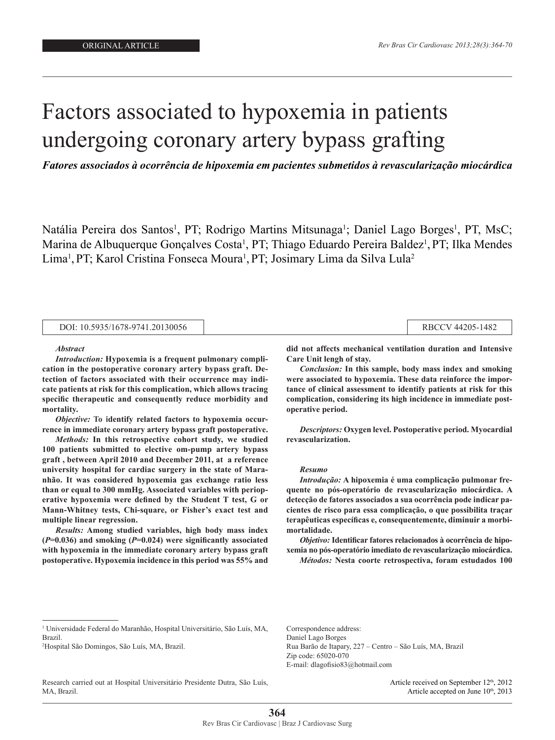ORIGINAL ARTICLE

# Factors associated to hypoxemia in patients undergoing coronary artery bypass grafting

***Fatores associados à ocorrência de hipoxemia em pacientes submetidos à revascularização miocárdica***

Natália Pereira dos Santos[1], PT; Rodrigo Martins Mitsunaga[1]; Daniel Lago Borges[1], PT, MsC; Marina de Albuquerque Gonçalves Costa[1], PT; Thiago Eduardo Pereira Baldez[1], PT; Ilka Mendes Lima[1], PT; Karol Cristina Fonseca Moura[1], PT; Josimary Lima da Silva Lula[2]

DOI: 10.5935/1678-9741.20130056 | RBCCV 44205-1482

***Abstract***

***Introduction:*** **Hypoxemia is a frequent pulmonary complication in the postoperative coronary artery bypass graft. Detection of factors associated with their occurrence may indicate patients at risk for this complication, which allows tracing specific therapeutic and consequently reduce morbidity and mortality.**

***Objective:*** **To identify related factors to hypoxemia occurrence in immediate coronary artery bypass graft postoperative.**

***Methods:*** **In this retrospective cohort study, we studied 100 patients submitted to elective om-pump artery bypass graft , between April 2010 and December 2011, at a reference university hospital for cardiac surgery in the state of Maranhão. It was considered hypoxemia gas exchange ratio less than or equal to 300 mmHg. Associated variables with perioperative hypoxemia were defined by the Student T test, G or Mann-Whitney tests, Chi-square, or Fisher's exact test and multiple linear regression.**

***Results:*** **Among studied variables, high body mass index (*P*=0.036) and smoking (*P*=0.024) were significantly associated with hypoxemia in the immediate coronary artery bypass graft postoperative. Hypoxemia incidence in this period was 55% and did not affects mechanical ventilation duration and Intensive Care Unit lengh of stay.**

***Conclusion:*** **In this sample, body mass index and smoking were associated to hypoxemia. These data reinforce the importance of clinical assessment to identify patients at risk for this complication, considering its high incidence in immediate postoperative period.**

***Descriptors:*** **Oxygen level. Postoperative period. Myocardial revascularization.**

***Resumo***

***Introdução:*** **A hipoxemia é uma complicação pulmonar frequente no pós-operatório de revascularização miocárdica. A detecção de fatores associados a sua ocorrência pode indicar pacientes de risco para essa complicação, o que possibilita traçar terapêuticas específicas e, consequentemente, diminuir a morbimortalidade.**

***Objetivo:*** **Identificar fatores relacionados à ocorrência de hipoxemia no pós-operatório imediato de revascularização miocárdica.**

***Métodos:*** **Nesta coorte retrospectiva, foram estudados 100**

---

[1] Universidade Federal do Maranhão, Hospital Universitário, São Luís, MA, Brazil.

[2] Hospital São Domingos, São Luís, MA, Brazil.

Research carried out at Hospital Universitário Presidente Dutra, São Luís, MA, Brazil.

Correspondence address:
Daniel Lago Borges
Rua Barão de Itapary, 227 – Centro – São Luís, MA, Brazil
Zip code: 65020-070
E-mail: dlagofisio83@hotmail.com

Article received on September 12th, 2012
Article accepted on June 10th, 2013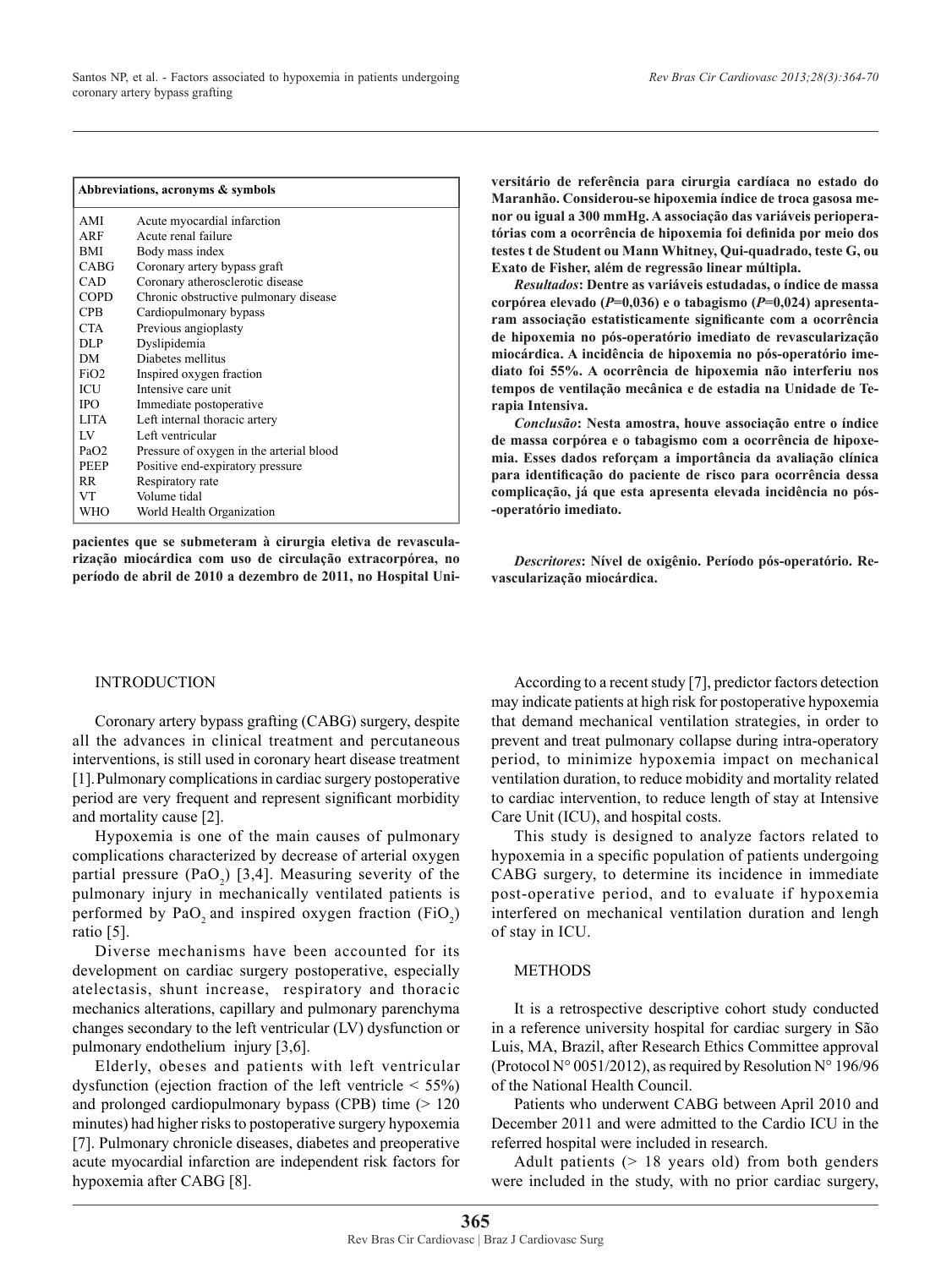| Abbreviations, acronyms & symbols | |
|---|---|
| AMI | Acute myocardial infarction |
| ARF | Acute renal failure |
| BMI | Body mass index |
| CABG | Coronary artery bypass graft |
| CAD | Coronary atherosclerotic disease |
| COPD | Chronic obstructive pulmonary disease |
| CPB | Cardiopulmonary bypass |
| CTA | Previous angioplasty |
| DLP | Dyslipidemia |
| DM | Diabetes mellitus |
| FiO2 | Inspired oxygen fraction |
| ICU | Intensive care unit |
| IPO | Immediate postoperative |
| LITA | Left internal thoracic artery |
| LV | Left ventricular |
| PaO2 | Pressure of oxygen in the arterial blood |
| PEEP | Positive end-expiratory pressure |
| RR | Respiratory rate |
| VT | Volume tidal |
| WHO | World Health Organization |

**pacientes que se submeteram à cirurgia eletiva de revascularização miocárdica com uso de circulação extracorpórea, no período de abril de 2010 a dezembro de 2011, no Hospital Universitário de referência para cirurgia cardíaca no estado do Maranhão. Considerou-se hipoxemia índice de troca gasosa menor ou igual a 300 mmHg. A associação das variáveis perioperatórias com a ocorrência de hipoxemia foi definida por meio dos testes t de Student ou Mann Whitney, Qui-quadrado, teste G, ou Exato de Fisher, além de regressão linear múltipla.**

***Resultados*: Dentre as variáveis estudadas, o índice de massa corpórea elevado (*P*=0,036) e o tabagismo (*P*=0,024) apresentaram associação estatisticamente significante com a ocorrência de hipoxemia no pós-operatório imediato de revascularização miocárdica. A incidência de hipoxemia no pós-operatório imediato foi 55%. A ocorrência de hipoxemia não interferiu nos tempos de ventilação mecânica e de estadia na Unidade de Terapia Intensiva.**

***Conclusão*: Nesta amostra, houve associação entre o índice de massa corpórea e o tabagismo com a ocorrência de hipoxemia. Esses dados reforçam a importância da avaliação clínica para identificação do paciente de risco para ocorrência dessa complicação, já que esta apresenta elevada incidência no pós-operatório imediato.**

***Descritores*: Nível de oxigênio. Período pós-operatório. Revascularização miocárdica.**

## INTRODUCTION

Coronary artery bypass grafting (CABG) surgery, despite all the advances in clinical treatment and percutaneous interventions, is still used in coronary heart disease treatment [1]. Pulmonary complications in cardiac surgery postoperative period are very frequent and represent significant morbidity and mortality cause [2].

Hypoxemia is one of the main causes of pulmonary complications characterized by decrease of arterial oxygen partial pressure ($PaO_2$) [3,4]. Measuring severity of the pulmonary injury in mechanically ventilated patients is performed by $PaO_2$ and inspired oxygen fraction ($FiO_2$) ratio [5].

Diverse mechanisms have been accounted for its development on cardiac surgery postoperative, especially atelectasis, shunt increase, respiratory and thoracic mechanics alterations, capillary and pulmonary parenchyma changes secondary to the left ventricular (LV) dysfunction or pulmonary endothelium injury [3,6].

Elderly, obeses and patients with left ventricular dysfunction (ejection fraction of the left ventricle < 55%) and prolonged cardiopulmonary bypass (CPB) time (> 120 minutes) had higher risks to postoperative surgery hypoxemia [7]. Pulmonary chronicle diseases, diabetes and preoperative acute myocardial infarction are independent risk factors for hypoxemia after CABG [8].

According to a recent study [7], predictor factors detection may indicate patients at high risk for postoperative hypoxemia that demand mechanical ventilation strategies, in order to prevent and treat pulmonary collapse during intra-operatory period, to minimize hypoxemia impact on mechanical ventilation duration, to reduce mobidity and mortality related to cardiac intervention, to reduce length of stay at Intensive Care Unit (ICU), and hospital costs.

This study is designed to analyze factors related to hypoxemia in a specific population of patients undergoing CABG surgery, to determine its incidence in immediate post-operative period, and to evaluate if hypoxemia interfered on mechanical ventilation duration and lengh of stay in ICU.

## METHODS

It is a retrospective descriptive cohort study conducted in a reference university hospital for cardiac surgery in São Luis, MA, Brazil, after Research Ethics Committee approval (Protocol N° 0051/2012), as required by Resolution N° 196/96 of the National Health Council.

Patients who underwent CABG between April 2010 and December 2011 and were admitted to the Cardio ICU in the referred hospital were included in research.

Adult patients (> 18 years old) from both genders were included in the study, with no prior cardiac surgery,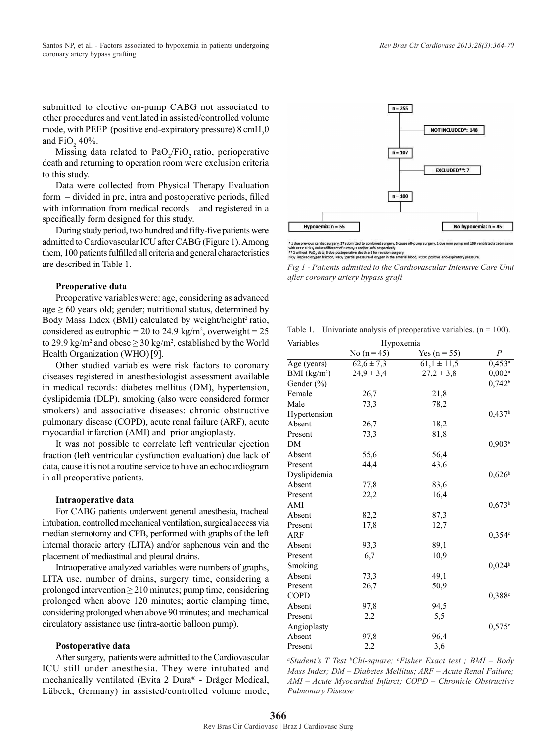submitted to elective on-pump CABG not associated to other procedures and ventilated in assisted/controlled volume mode, with PEEP (positive end-expiratory pressure) 8 $cmH_2O$ and $FiO_2$ 40%.

Missing data related to $PaO_2/FiO_2$ ratio, perioperative death and returning to operation room were exclusion criteria to this study.

Data were collected from Physical Therapy Evaluation form – divided in pre, intra and postoperative periods, filled with information from medical records – and registered in a specifically form designed for this study.

During study period, two hundred and fifty-five patients were admitted to Cardiovascular ICU after CABG (Figure 1). Among them, 100 patients fulfilled all criteria and general characteristics are described in Table 1.

**Preoperative data**

Preoperative variables were: age, considering as advanced age ≥ 60 years old; gender; nutritional status, determined by Body Mass Index (BMI) calculated by weight/height[2] ratio, considered as eutrophic = 20 to 24.9 $kg/m^2$, overweight = 25 to 29.9 $kg/m^2$ and obese ≥ 30 $kg/m^2$, established by the World Health Organization (WHO) [9].

Other studied variables were risk factors to coronary diseases registered in anesthesiologist assessment available in medical records: diabetes mellitus (DM), hypertension, dyslipidemia (DLP), smoking (also were considered former smokers) and associative diseases: chronic obstructive pulmonary disease (COPD), acute renal failure (ARF), acute myocardial infarction (AMI) and prior angioplasty.

It was not possible to correlate left ventricular ejection fraction (left ventricular dysfunction evaluation) due lack of data, cause it is not a routine service to have an echocardiogram in all preoperative patients.

**Intraoperative data**

For CABG patients underwent general anesthesia, tracheal intubation, controlled mechanical ventilation, surgical access via median sternotomy and CPB, performed with graphs of the left internal thoracic artery (LITA) and/or saphenous vein and the placement of mediastinal and pleural drains.

Intraoperative analyzed variables were numbers of graphs, LITA use, number of drains, surgery time, considering a prolonged intervention ≥ 210 minutes; pump time, considering prolonged when above 120 minutes; aortic clamping time, considering prolonged when above 90 minutes; and mechanical circulatory assistance use (intra-aortic balloon pump).

**Postoperative data**

After surgery, patients were admitted to the Cardiovascular ICU still under anesthesia. They were intubated and mechanically ventilated (Evita 2 Dura® - Dräger Medical, Lübeck, Germany) in assisted/controlled volume mode,

n = 255 → NOT INCLUDED*: 148 → n = 107 → EXCLUDED**: 7 → n = 100 → Hypoxemia: n = 55; No hypoxemia: n = 45

\* 1 due previous cardiac surgery, 37 submitted to combined surgery, 3 cause off-pump surgery, 1 due mini pump and 106 ventilated at admission with PEEP e $FiO_2$ values different of 8 $cmH_2O$ and/or 40% respectively.
\*\* 2 without $PaO_2$ data, 3 due postoperative death e 2 for revision surgery.
$FiO_2$: inspired oxygen fraction; $PaO_2$: partial pressure of oxygen in the arterial blood; PEEP: positive end-expiratory pressure.

*Fig 1 - Patients admitted to the Cardiovascular Intensive Care Unit after coronary artery bypass graft*

Table 1. Univariate analysis of preoperative variables. (n = 100).

| Variables | Hypoxemia | | |
|---|---|---|---|
| | No (n = 45) | Yes (n = 55) | *P* |
| Age (years) | 62,6 ± 7,3 | 61,1 ± 11,5 | 0,453[a] |
| BMI ($kg/m^2$) | 24,9 ± 3,4 | 27,2 ± 3,8 | 0,002[a] |
| Gender (%) | | | 0,742[b] |
| Female | 26,7 | 21,8 | |
| Male | 73,3 | 78,2 | |
| Hypertension | | | 0,437[b] |
| Absent | 26,7 | 18,2 | |
| Present | 73,3 | 81,8 | |
| DM | | | 0,903[b] |
| Absent | 55,6 | 56,4 | |
| Present | 44,4 | 43.6 | |
| Dyslipidemia | | | 0,626[b] |
| Absent | 77,8 | 83,6 | |
| Present | 22,2 | 16,4 | |
| AMI | | | 0,673[b] |
| Absent | 82,2 | 87,3 | |
| Present | 17,8 | 12,7 | |
| ARF | | | 0,354[c] |
| Absent | 93,3 | 89,1 | |
| Present | 6,7 | 10,9 | |
| Smoking | | | 0,024[b] |
| Absent | 73,3 | 49,1 | |
| Present | 26,7 | 50,9 | |
| COPD | | | 0,388[c] |
| Absent | 97,8 | 94,5 | |
| Present | 2,2 | 5,5 | |
| Angioplasty | | | 0,575[c] |
| Absent | 97,8 | 96,4 | |
| Present | 2,2 | 3,6 | |

*[a]Student's T Test [b]Chi-square; [c]Fisher Exact test ; BMI – Body Mass Index; DM – Diabetes Mellitus; ARF – Acute Renal Failure; AMI – Acute Myocardial Infarct; COPD – Chronicle Obstructive Pulmonary Disease*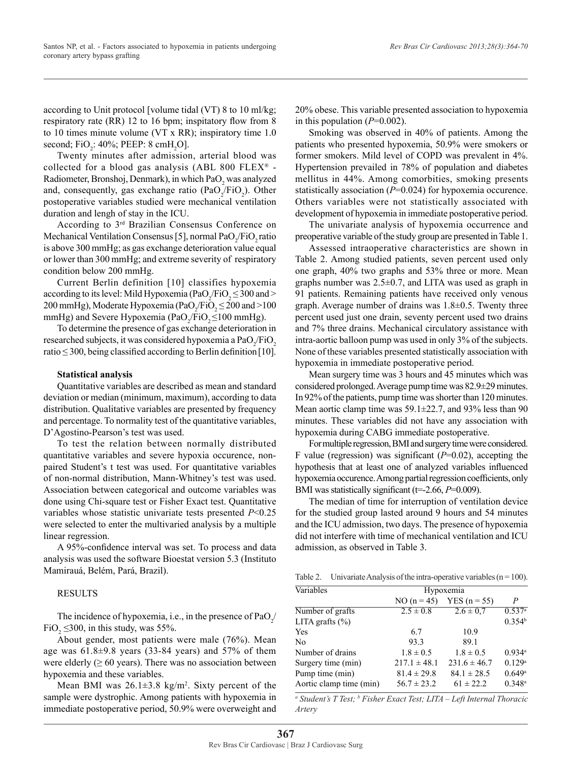according to Unit protocol [volume tidal (VT) 8 to 10 ml/kg; respiratory rate (RR) 12 to 16 bpm; inspitatory flow from 8 to 10 times minute volume (VT x RR); inspiratory time 1.0 second; $FiO_2$: 40%; PEEP: 8 $cmH_2O$].

Twenty minutes after admission, arterial blood was collected for a blood gas analysis (ABL 800 FLEX® - Radiometer, Bronshoj, Denmark), in which $PaO_2$ was analyzed and, consequently, gas exchange ratio ($PaO_2/FiO_2$). Other postoperative variables studied were mechanical ventilation duration and length of stay in the ICU.

According to 3rd Brazilian Consensus Conference on Mechanical Ventilation Consensus [5], normal $PaO_2/FiO_2$ ratio is above 300 mmHg; as gas exchange deterioration value equal or lower than 300 mmHg; and extreme severity of respiratory condition below 200 mmHg.

Current Berlin definition [10] classifies hypoxemia according to its level: Mild Hypoxemia ($PaO_2/FiO_2 \leq 300$ and > 200 mmHg), Moderate Hypoxemia ($PaO_2/FiO_2 \leq 200$ and >100 mmHg) and Severe Hypoxemia ($PaO_2/FiO_2 \leq 100$ mmHg).

To determine the presence of gas exchange deterioration in researched subjects, it was considered hypoxemia a $PaO_2/FiO_2$ ratio ≤ 300, being classified according to Berlin definition [10].

**Statistical analysis**

Quantitative variables are described as mean and standard deviation or median (minimum, maximum), according to data distribution. Qualitative variables are presented by frequency and percentage. To normality test of the quantitative variables, D'Agostino-Pearson's test was used.

To test the relation between normally distributed quantitative variables and severe hypoxia occurence, non-paired Student's t test was used. For quantitative variables of non-normal distribution, Mann-Whitney's test was used. Association between categorical and outcome variables was done using Chi-square test or Fisher Exact test. Quantitative variables whose statistic univariate tests presented $P$<0.25 were selected to enter the multivaried analysis by a multiple linear regression.

A 95%-confidence interval was set. To process and data analysis was used the software Bioestat version 5.3 (Instituto Mamirauá, Belém, Pará, Brazil).

## RESULTS

The incidence of hypoxemia, i.e., in the presence of $PaO_2/FiO_2 \leq 300$, in this study, was 55%.

About gender, most patients were male (76%). Mean age was 61.8±9.8 years (33-84 years) and 57% of them were elderly (≥ 60 years). There was no association between hypoxemia and these variables.

Mean BMI was 26.1±3.8 $kg/m^2$. Sixty percent of the sample were dystrophic. Among patients with hypoxemia in immediate postoperative period, 50.9% were overweight and 20% obese. This variable presented association to hypoxemia in this population ($P$=0.002).

Smoking was observed in 40% of patients. Among the patients who presented hypoxemia, 50.9% were smokers or former smokers. Mild level of COPD was prevalent in 4%. Hypertension prevailed in 78% of population and diabetes mellitus in 44%. Among comorbities, smoking presents statistically association ($P$=0.024) for hypoxemia occurence. Others variables were not statistically associated with development of hypoxemia in immediate postoperative period.

The univariate analysis of hypoxemia occurrence and preoperative variable of the study group are presented in Table 1.

Assessed intraoperative characteristics are shown in Table 2. Among studied patients, seven percent used only one graph, 40% two graphs and 53% three or more. Mean graphs number was 2.5±0.7, and LITA was used as graph in 91 patients. Remaining patients have received only venous graph. Average number of drains was 1.8±0.5. Twenty three percent used just one drain, seventy percent used two drains and 7% three drains. Mechanical circulatory assistance with intra-aortic balloon pump was used in only 3% of the subjects. None of these variables presented statistically association with hypoxemia in immediate postoperative period.

Mean surgery time was 3 hours and 45 minutes which was considered prolonged. Average pump time was 82.9±29 minutes. In 92% of the patients, pump time was shorter than 120 minutes. Mean aortic clamp time was 59.1±22.7, and 93% less than 90 minutes. These variables did not have any association with hypoxemia during CABG immediate postoperative.

For multiple regression, BMI and surgery time were considered. F value (regression) was significant ($P$=0.02), accepting the hypothesis that at least one of analyzed variables influenced hypoxemia occurence. Among partial regression coefficients, only BMI was statistically significant (t=-2.66, $P$=0.009).

The median of time for interruption of ventilation device for the studied group lasted around 9 hours and 54 minutes and the ICU admission, two days. The presence of hypoxemia did not interfere with time of mechanical ventilation and ICU admission, as observed in Table 3.

Table 2. Univariate Analysis of the intra-operative variables (n = 100).

| Variables | Hypoxemia | | |
|---|---|---|---|
| | NO (n = 45) | YES (n = 55) | *P* |
| Number of grafts | 2.5 ± 0.8 | 2.6 ± 0,7 | 0.537[a] |
| LITA grafts (%) | | | 0.354[b] |
| Yes | 6.7 | 10.9 | |
| No | 93.3 | 89.1 | |
| Number of drains | 1.8 ± 0.5 | 1.8 ± 0.5 | 0.934[a] |
| Surgery time (min) | 217.1 ± 48.1 | 231.6 ± 46.7 | 0.129[a] |
| Pump time (min) | 81.4 ± 29.8 | 84.1 ± 28.5 | 0.649[a] |
| Aortic clamp time (min) | 56.7 ± 23.2 | 61 ± 22.2 | 0.348[a] |

*[a] Student's T Test; [b] Fisher Exact Test; LITA – Left Internal Thoracic Artery*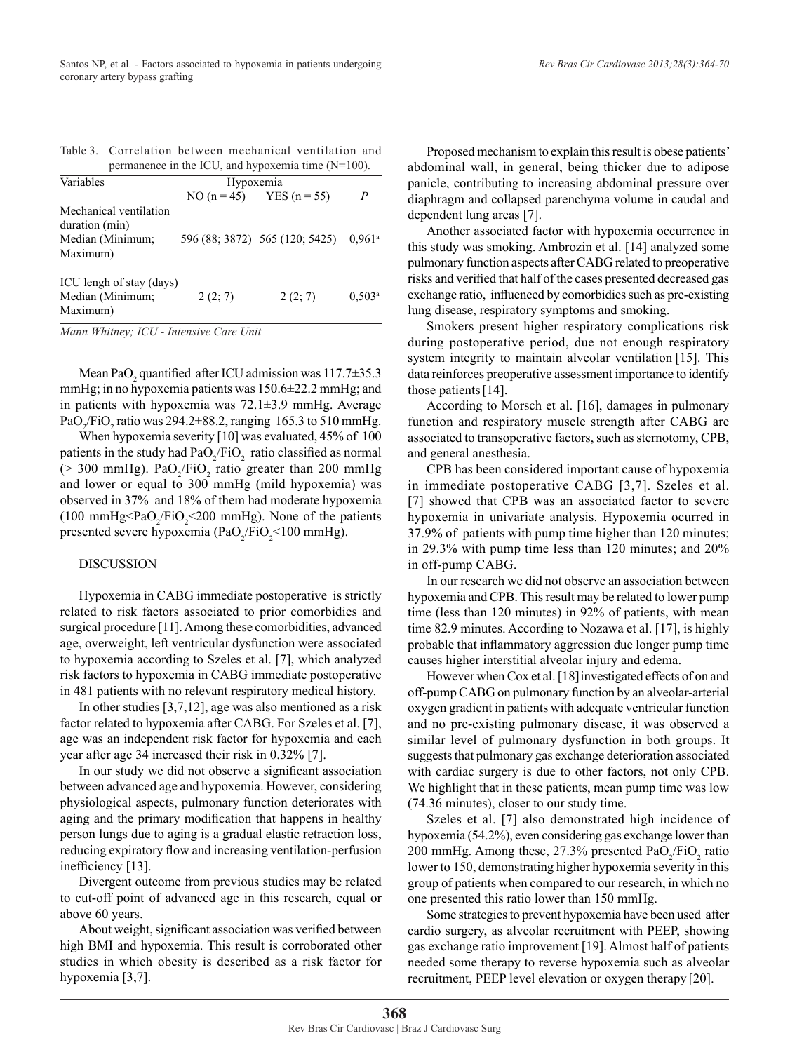Table 3. Correlation between mechanical ventilation and permanence in the ICU, and hypoxemia time (N=100).

| Variables | Hypoxemia | | |
|---|---|---|---|
| | NO (n = 45) | YES (n = 55) | *P* |
| Mechanical ventilation duration (min) | | | |
| Median (Minimum; Maximum) | 596 (88; 3872) | 565 (120; 5425) | 0,961[a] |
| ICU lengh of stay (days) | | | |
| Median (Minimum; Maximum) | 2 (2; 7) | 2 (2; 7) | 0,503[a] |

*Mann Whitney; ICU - Intensive Care Unit*

Mean $PaO_2$ quantified after ICU admission was 117.7±35.3 mmHg; in no hypoxemia patients was 150.6±22.2 mmHg; and in patients with hypoxemia was 72.1±3.9 mmHg. Average $PaO_2/FiO_2$ ratio was 294.2±88.2, ranging 165.3 to 510 mmHg.

When hypoxemia severity [10] was evaluated, 45% of 100 patients in the study had $PaO_2/FiO_2$ ratio classified as normal (> 300 mmHg). $PaO_2/FiO_2$ ratio greater than 200 mmHg and lower or equal to 300 mmHg (mild hypoxemia) was observed in 37% and 18% of them had moderate hypoxemia (100 mmHg<$PaO_2/FiO_2$<200 mmHg). None of the patients presented severe hypoxemia ($PaO_2/FiO_2$<100 mmHg).

## DISCUSSION

Hypoxemia in CABG immediate postoperative is strictly related to risk factors associated to prior comorbidies and surgical procedure [11]. Among these comorbidities, advanced age, overweight, left ventricular dysfunction were associated to hypoxemia according to Szeles et al. [7], which analyzed risk factors to hypoxemia in CABG immediate postoperative in 481 patients with no relevant respiratory medical history.

In other studies [3,7,12], age was also mentioned as a risk factor related to hypoxemia after CABG. For Szeles et al. [7], age was an independent risk factor for hypoxemia and each year after age 34 increased their risk in 0.32% [7].

In our study we did not observe a significant association between advanced age and hypoxemia. However, considering physiological aspects, pulmonary function deteriorates with aging and the primary modification that happens in healthy person lungs due to aging is a gradual elastic retraction loss, reducing expiratory flow and increasing ventilation-perfusion inefficiency [13].

Divergent outcome from previous studies may be related to cut-off point of advanced age in this research, equal or above 60 years.

About weight, significant association was verified between high BMI and hypoxemia. This result is corroborated other studies in which obesity is described as a risk factor for hypoxemia [3,7].

Proposed mechanism to explain this result is obese patients' abdominal wall, in general, being thicker due to adipose panicle, contributing to increasing abdominal pressure over diaphragm and collapsed parenchyma volume in caudal and dependent lung areas [7].

Another associated factor with hypoxemia occurrence in this study was smoking. Ambrozin et al. [14] analyzed some pulmonary function aspects after CABG related to preoperative risks and verified that half of the cases presented decreased gas exchange ratio, influenced by comorbidies such as pre-existing lung disease, respiratory symptoms and smoking.

Smokers present higher respiratory complications risk during postoperative period, due not enough respiratory system integrity to maintain alveolar ventilation [15]. This data reinforces preoperative assessment importance to identify those patients [14].

According to Morsch et al. [16], damages in pulmonary function and respiratory muscle strength after CABG are associated to transoperative factors, such as sternotomy, CPB, and general anesthesia.

CPB has been considered important cause of hypoxemia in immediate postoperative CABG [3,7]. Szeles et al. [7] showed that CPB was an associated factor to severe hypoxemia in univariate analysis. Hypoxemia ocurred in 37.9% of patients with pump time higher than 120 minutes; in 29.3% with pump time less than 120 minutes; and 20% in off-pump CABG.

In our research we did not observe an association between hypoxemia and CPB. This result may be related to lower pump time (less than 120 minutes) in 92% of patients, with mean time 82.9 minutes. According to Nozawa et al. [17], is highly probable that inflammatory aggression due longer pump time causes higher interstitial alveolar injury and edema.

However when Cox et al. [18] investigated effects of on and off-pump CABG on pulmonary function by an alveolar-arterial oxygen gradient in patients with adequate ventricular function and no pre-existing pulmonary disease, it was observed a similar level of pulmonary dysfunction in both groups. It suggests that pulmonary gas exchange deterioration associated with cardiac surgery is due to other factors, not only CPB. We highlight that in these patients, mean pump time was low (74.36 minutes), closer to our study time.

Szeles et al. [7] also demonstrated high incidence of hypoxemia (54.2%), even considering gas exchange lower than 200 mmHg. Among these, 27.3% presented $PaO_2/FiO_2$ ratio lower to 150, demonstrating higher hypoxemia severity in this group of patients when compared to our research, in which no one presented this ratio lower than 150 mmHg.

Some strategies to prevent hypoxemia have been used after cardio surgery, as alveolar recruitment with PEEP, showing gas exchange ratio improvement [19]. Almost half of patients needed some therapy to reverse hypoxemia such as alveolar recruitment, PEEP level elevation or oxygen therapy [20].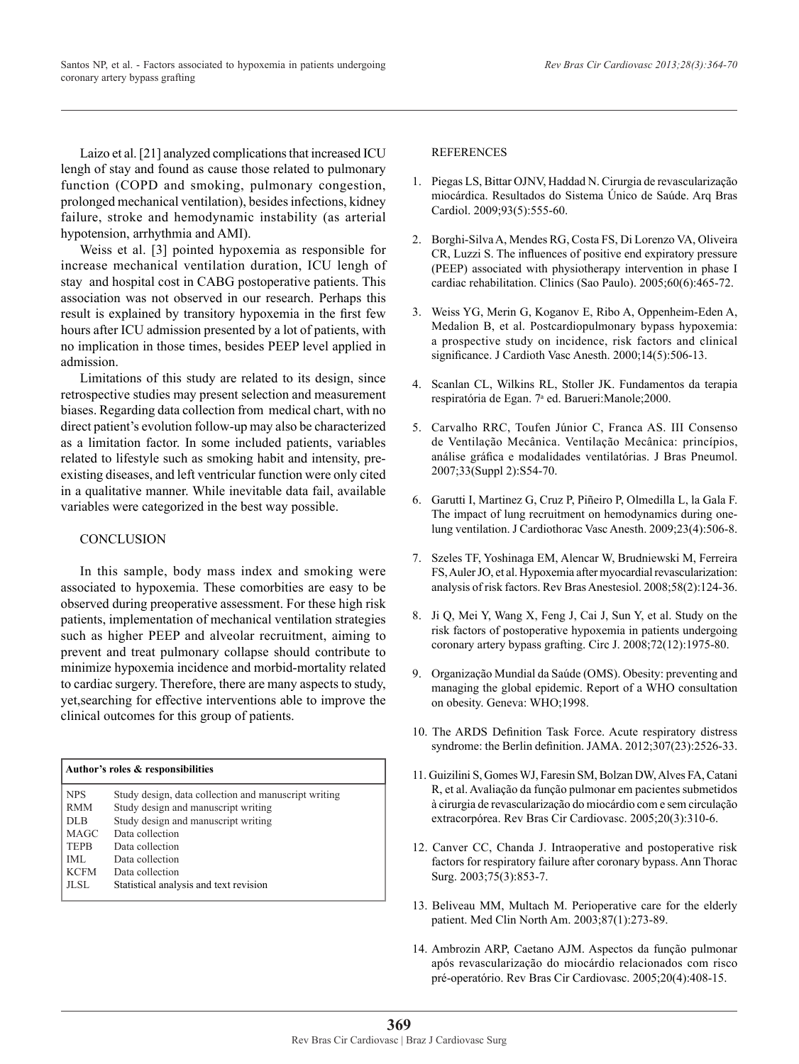Laizo et al. [21] analyzed complications that increased ICU lengh of stay and found as cause those related to pulmonary function (COPD and smoking, pulmonary congestion, prolonged mechanical ventilation), besides infections, kidney failure, stroke and hemodynamic instability (as arterial hypotension, arrhythmia and AMI).

Weiss et al. [3] pointed hypoxemia as responsible for increase mechanical ventilation duration, ICU lengh of stay and hospital cost in CABG postoperative patients. This association was not observed in our research. Perhaps this result is explained by transitory hypoxemia in the first few hours after ICU admission presented by a lot of patients, with no implication in those times, besides PEEP level applied in admission.

Limitations of this study are related to its design, since retrospective studies may present selection and measurement biases. Regarding data collection from medical chart, with no direct patient's evolution follow-up may also be characterized as a limitation factor. In some included patients, variables related to lifestyle such as smoking habit and intensity, pre-existing diseases, and left ventricular function were only cited in a qualitative manner. While inevitable data fail, available variables were categorized in the best way possible.

## CONCLUSION

In this sample, body mass index and smoking were associated to hypoxemia. These comorbities are easy to be observed during preoperative assessment. For these high risk patients, implementation of mechanical ventilation strategies such as higher PEEP and alveolar recruitment, aiming to prevent and treat pulmonary collapse should contribute to minimize hypoxemia incidence and morbid-mortality related to cardiac surgery. Therefore, there are many aspects to study, yet,searching for effective interventions able to improve the clinical outcomes for this group of patients.

| Author's roles & responsibilities | |
|---|---|
| NPS | Study design, data collection and manuscript writing |
| RMM | Study design and manuscript writing |
| DLB | Study design and manuscript writing |
| MAGC | Data collection |
| TEPB | Data collection |
| IML | Data collection |
| KCFM | Data collection |
| JLSL | Statistical analysis and text revision |

## REFERENCES

1. Piegas LS, Bittar OJNV, Haddad N. Cirurgia de revascularização miocárdica. Resultados do Sistema Único de Saúde. Arq Bras Cardiol. 2009;93(5):555-60.

2. Borghi-Silva A, Mendes RG, Costa FS, Di Lorenzo VA, Oliveira CR, Luzzi S. The influences of positive end expiratory pressure (PEEP) associated with physiotherapy intervention in phase I cardiac rehabilitation. Clinics (Sao Paulo). 2005;60(6):465-72.

3. Weiss YG, Merin G, Koganov E, Ribo A, Oppenheim-Eden A, Medalion B, et al. Postcardiopulmonary bypass hypoxemia: a prospective study on incidence, risk factors and clinical significance. J Cardioth Vasc Anesth. 2000;14(5):506-13.

4. Scanlan CL, Wilkins RL, Stoller JK. Fundamentos da terapia respiratória de Egan. 7ª ed. Barueri:Manole;2000.

5. Carvalho RRC, Toufen Júnior C, Franca AS. III Consenso de Ventilação Mecânica. Ventilação Mecânica: princípios, análise gráfica e modalidades ventilatórias. J Bras Pneumol. 2007;33(Suppl 2):S54-70.

6. Garutti I, Martinez G, Cruz P, Piñeiro P, Olmedilla L, la Gala F. The impact of lung recruitment on hemodynamics during one-lung ventilation. J Cardiothorac Vasc Anesth. 2009;23(4):506-8.

7. Szeles TF, Yoshinaga EM, Alencar W, Brudniewski M, Ferreira FS, Auler JO, et al. Hypoxemia after myocardial revascularization: analysis of risk factors. Rev Bras Anestesiol. 2008;58(2):124-36.

8. Ji Q, Mei Y, Wang X, Feng J, Cai J, Sun Y, et al. Study on the risk factors of postoperative hypoxemia in patients undergoing coronary artery bypass grafting. Circ J. 2008;72(12):1975-80.

9. Organização Mundial da Saúde (OMS). Obesity: preventing and managing the global epidemic. Report of a WHO consultation on obesity. Geneva: WHO;1998.

10. The ARDS Definition Task Force. Acute respiratory distress syndrome: the Berlin definition. JAMA. 2012;307(23):2526-33.

11. Guizilini S, Gomes WJ, Faresin SM, Bolzan DW, Alves FA, Catani R, et al. Avaliação da função pulmonar em pacientes submetidos à cirurgia de revascularização do miocárdio com e sem circulação extracorpórea. Rev Bras Cir Cardiovasc. 2005;20(3):310-6.

12. Canver CC, Chanda J. Intraoperative and postoperative risk factors for respiratory failure after coronary bypass. Ann Thorac Surg. 2003;75(3):853-7.

13. Beliveau MM, Multach M. Perioperative care for the elderly patient. Med Clin North Am. 2003;87(1):273-89.

14. Ambrozin ARP, Caetano AJM. Aspectos da função pulmonar após revascularização do miocárdio relacionados com risco pré-operatório. Rev Bras Cir Cardiovasc. 2005;20(4):408-15.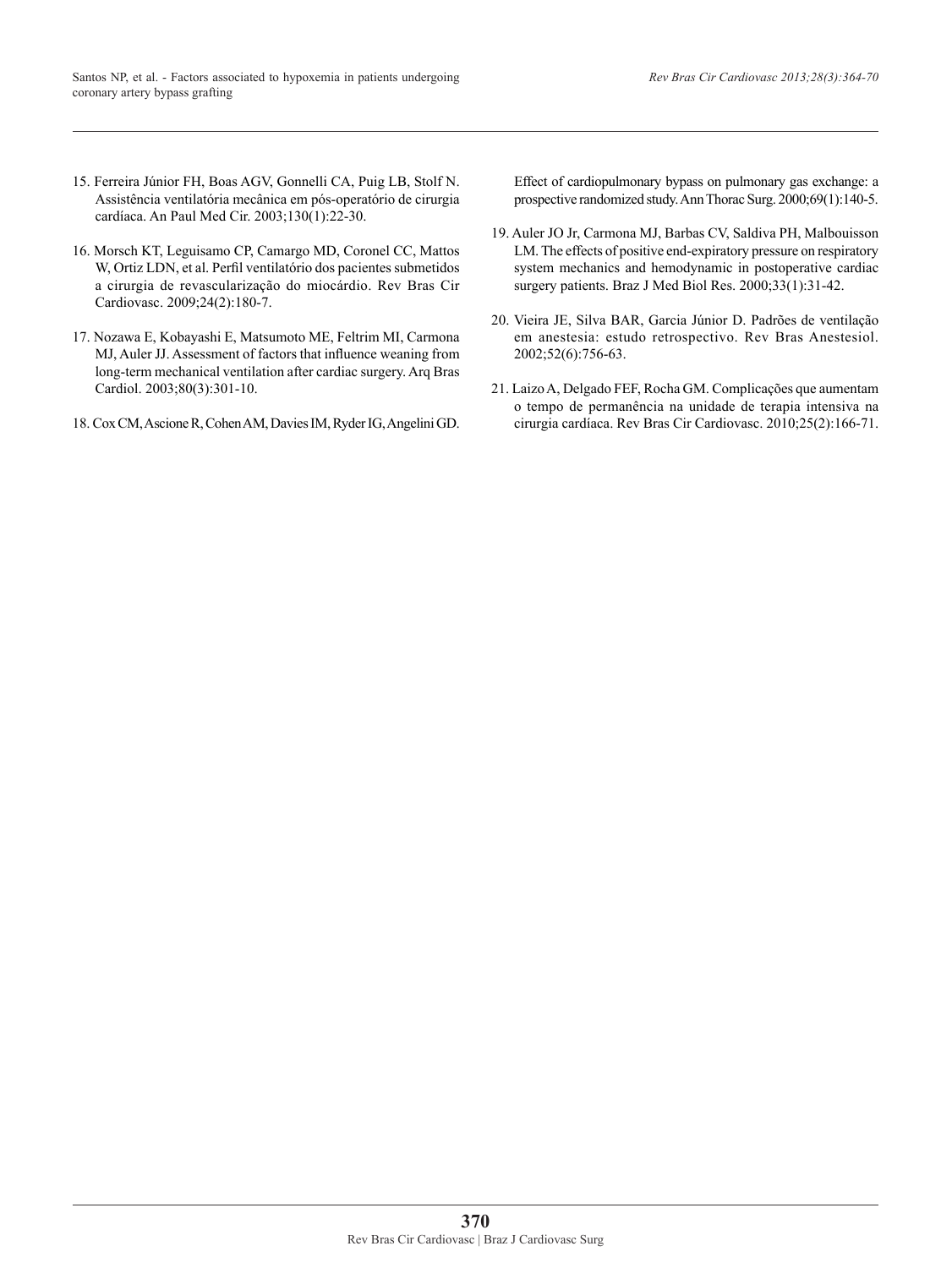15. Ferreira Júnior FH, Boas AGV, Gonnelli CA, Puig LB, Stolf N. Assistência ventilatória mecânica em pós-operatório de cirurgia cardíaca. An Paul Med Cir. 2003;130(1):22-30.

16. Morsch KT, Leguisamo CP, Camargo MD, Coronel CC, Mattos W, Ortiz LDN, et al. Perfil ventilatório dos pacientes submetidos a cirurgia de revascularização do miocárdio. Rev Bras Cir Cardiovasc. 2009;24(2):180-7.

17. Nozawa E, Kobayashi E, Matsumoto ME, Feltrim MI, Carmona MJ, Auler JJ. Assessment of factors that influence weaning from long-term mechanical ventilation after cardiac surgery. Arq Bras Cardiol. 2003;80(3):301-10.

18. Cox CM, Ascione R, Cohen AM, Davies IM, Ryder IG, Angelini GD. Effect of cardiopulmonary bypass on pulmonary gas exchange: a prospective randomized study. Ann Thorac Surg. 2000;69(1):140-5.

19. Auler JO Jr, Carmona MJ, Barbas CV, Saldiva PH, Malbouisson LM. The effects of positive end-expiratory pressure on respiratory system mechanics and hemodynamic in postoperative cardiac surgery patients. Braz J Med Biol Res. 2000;33(1):31-42.

20. Vieira JE, Silva BAR, Garcia Júnior D. Padrões de ventilação em anestesia: estudo retrospectivo. Rev Bras Anestesiol. 2002;52(6):756-63.

21. Laizo A, Delgado FEF, Rocha GM. Complicações que aumentam o tempo de permanência na unidade de terapia intensiva na cirurgia cardíaca. Rev Bras Cir Cardiovasc. 2010;25(2):166-71.